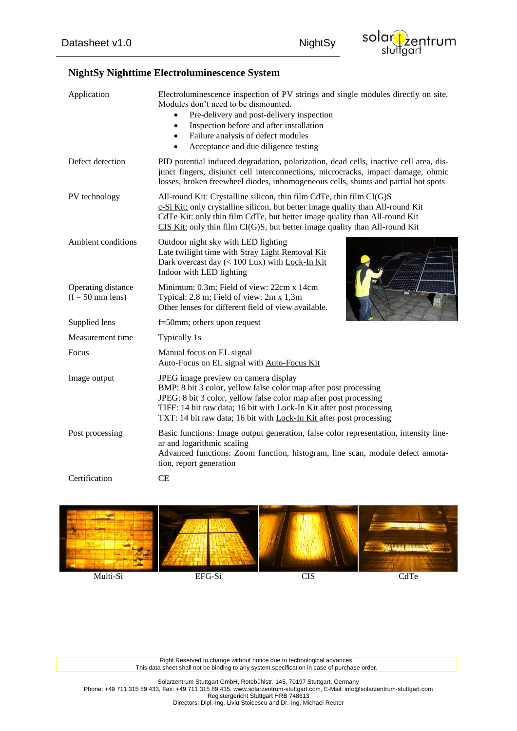## NightSy Nighttime Electroluminescence System

| | |
|---|---|
| Application | Electroluminescence inspection of PV strings and single modules directly on site. Modules don't need to be dismounted.<br>• Pre-delivery and post-delivery inspection<br>• Inspection before and after installation<br>• Failure analysis of defect modules<br>• Acceptance and due diligence testing |
| Defect detection | PID potential induced degradation, polarization, dead cells, inactive cell area, disjunct fingers, disjunct cell interconnections, microcracks, impact damage, ohmic losses, broken freewheel diodes, inhomogeneous cells, shunts and partial hot spots |
| PV technology | All-round Kit: Crystalline silicon, thin film CdTe, thin film CI(G)S<br>c-Si Kit: only crystalline silicon, but better image quality than All-round Kit<br>CdTe Kit: only thin film CdTe, but better image quality than All-round Kit<br>CIS Kit: only thin film CI(G)S, but better image quality than All-round Kit |
| Ambient conditions | Outdoor night sky with LED lighting<br>Late twilight time with Stray Light Removal Kit<br>Dark overcast day (< 100 Lux) with Lock-In Kit<br>Indoor with LED lighting |
| Operating distance (f = 50 mm lens) | Minimum: 0.3m; Field of view: 22cm x 14cm<br>Typical: 2.8 m; Field of view: 2m x 1,3m<br>Other lenses for different field of view available. |
| Supplied lens | f=50mm; others upon request |
| Measurement time | Typically 1s |
| Focus | Manual focus on EL signal<br>Auto-Focus on EL signal with Auto-Focus Kit |
| Image output | JPEG image preview on camera display<br>BMP: 8 bit 3 color, yellow false color map after post processing<br>JPEG: 8 bit 3 color, yellow false color map after post processing<br>TIFF: 14 bit raw data; 16 bit with Lock-In Kit after post processing<br>TXT: 14 bit raw data; 16 bit with Lock-In Kit after post processing |
| Post processing | Basic functions: Image output generation, false color representation, intensity linear and logarithmic scaling<br>Advanced functions: Zoom function, histogram, line scan, module defect annotation, report generation |
| Certification | CE |

Multi-Si | EFG-Si | CIS | CdTe

Right Reserved to change without notice due to technological advances.
This data sheet shall not be binding to any system specification in case of purchase order.

Solarzentrum Stuttgart GmbH, Rotebühlstr. 145, 70197 Stuttgart, Germany
Phone: +49 711 315 89 433, Fax: +49 711 315 89 435, www.solarzentrum-stuttgart.com, E-Mail: info@solarzentrum-stuttgart.com
Registergericht Stuttgart HRB 748613
Directors: Dipl.-Ing. Liviu Stoicescu and Dr.-Ing. Michael Reuter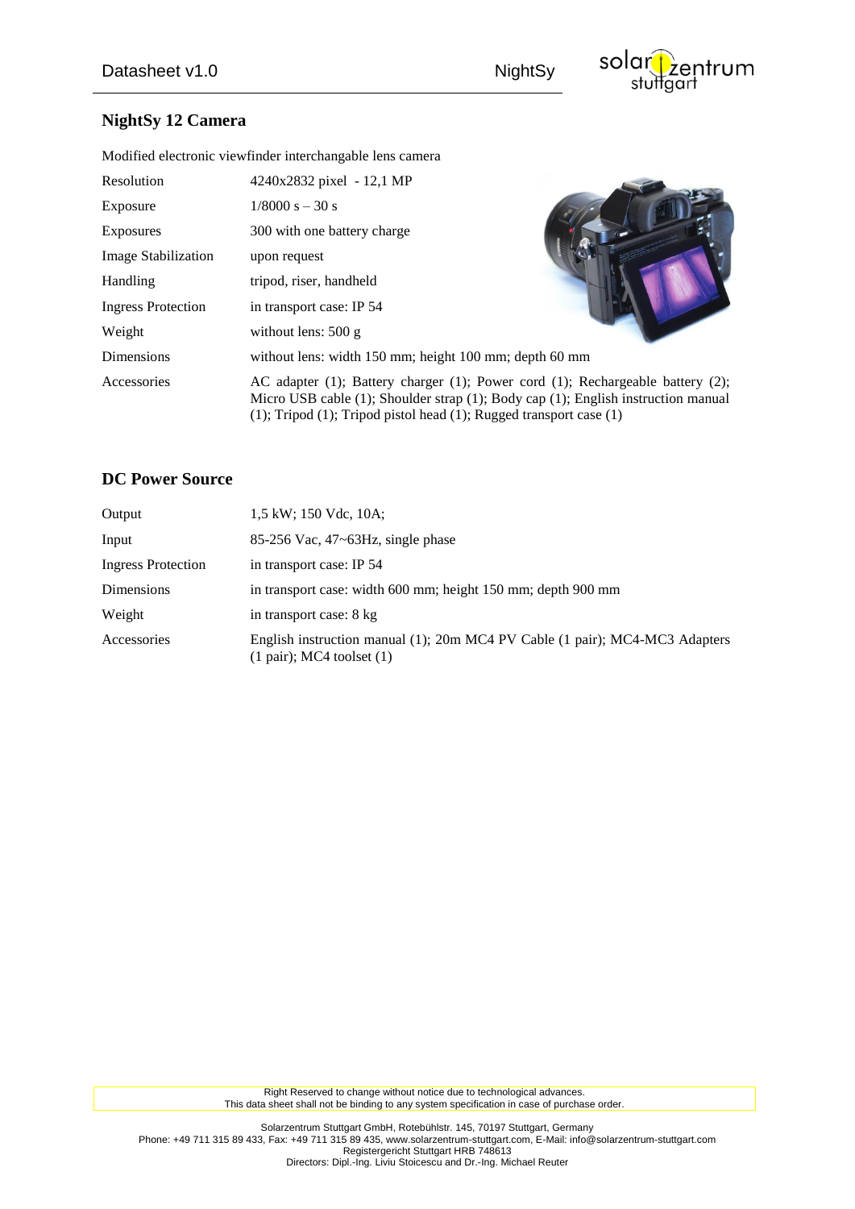## NightSy 12 Camera

Modified electronic viewfinder interchangable lens camera

| | |
|---|---|
| Resolution | 4240x2832 pixel - 12,1 MP |
| Exposure | 1/8000 s – 30 s |
| Exposures | 300 with one battery charge |
| Image Stabilization | upon request |
| Handling | tripod, riser, handheld |
| Ingress Protection | in transport case: IP 54 |
| Weight | without lens: 500 g |
| Dimensions | without lens: width 150 mm; height 100 mm; depth 60 mm |
| Accessories | AC adapter (1); Battery charger (1); Power cord (1); Rechargeable battery (2); Micro USB cable (1); Shoulder strap (1); Body cap (1); English instruction manual (1); Tripod (1); Tripod pistol head (1); Rugged transport case (1) |

## DC Power Source

| | |
|---|---|
| Output | 1,5 kW; 150 Vdc, 10A; |
| Input | 85-256 Vac, 47~63Hz, single phase |
| Ingress Protection | in transport case: IP 54 |
| Dimensions | in transport case: width 600 mm; height 150 mm; depth 900 mm |
| Weight | in transport case: 8 kg |
| Accessories | English instruction manual (1); 20m MC4 PV Cable (1 pair); MC4-MC3 Adapters (1 pair); MC4 toolset (1) |

Right Reserved to change without notice due to technological advances.
This data sheet shall not be binding to any system specification in case of purchase order.

Solarzentrum Stuttgart GmbH, Rotebühlstr. 145, 70197 Stuttgart, Germany
Phone: +49 711 315 89 433, Fax: +49 711 315 89 435, www.solarzentrum-stuttgart.com, E-Mail: info@solarzentrum-stuttgart.com
Registergericht Stuttgart HRB 748613
Directors: Dipl.-Ing. Liviu Stoicescu and Dr.-Ing. Michael Reuter